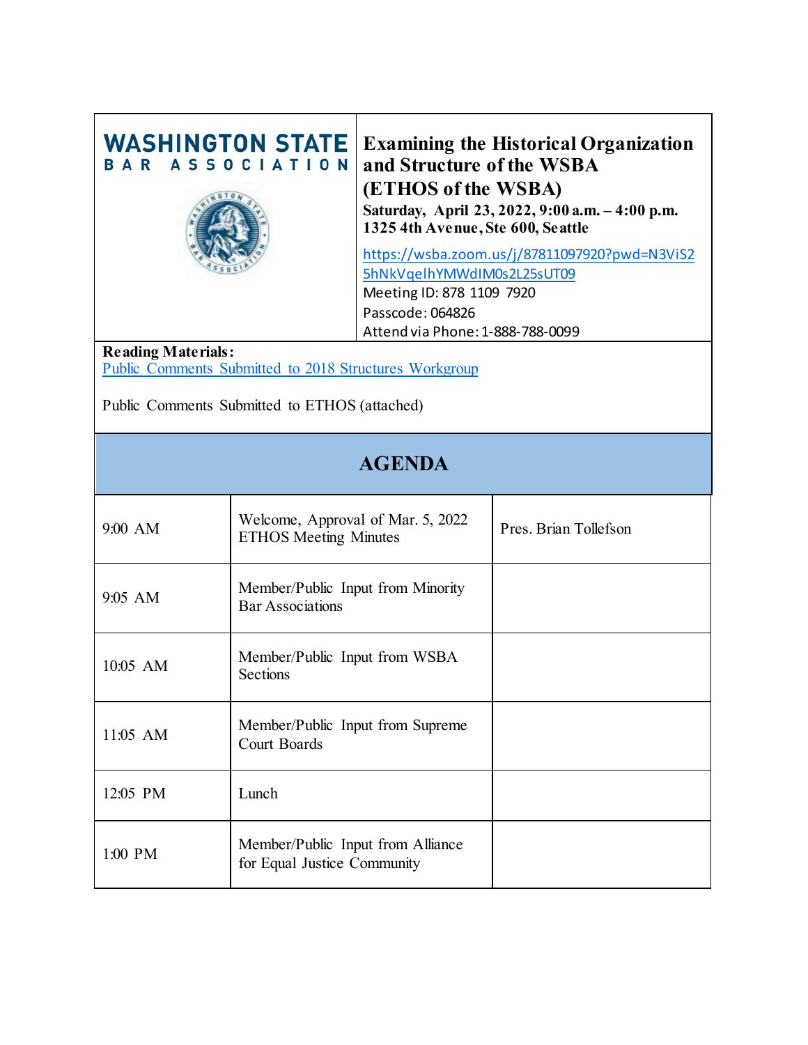**WASHINGTON STATE BAR ASSOCIATION**

# Examining the Historical Organization and Structure of the WSBA (ETHOS of the WSBA)

**Saturday, April 23, 2022, 9:00 a.m. – 4:00 p.m.**
**1325 4th Avenue, Ste 600, Seattle**

https://wsba.zoom.us/j/87811097920?pwd=N3ViS25hNkVqelhYMWdIM0s2L25sUT09
Meeting ID: 878 1109 7920
Passcode: 064826
Attend via Phone: 1-888-788-0099

**Reading Materials:**
Public Comments Submitted to 2018 Structures Workgroup

Public Comments Submitted to ETHOS (attached)

## AGENDA

| | | |
|---|---|---|
| 9:00 AM | Welcome, Approval of Mar. 5, 2022 ETHOS Meeting Minutes | Pres. Brian Tollefson |
| 9:05 AM | Member/Public Input from Minority Bar Associations | |
| 10:05 AM | Member/Public Input from WSBA Sections | |
| 11:05 AM | Member/Public Input from Supreme Court Boards | |
| 12:05 PM | Lunch | |
| 1:00 PM | Member/Public Input from Alliance for Equal Justice Community | |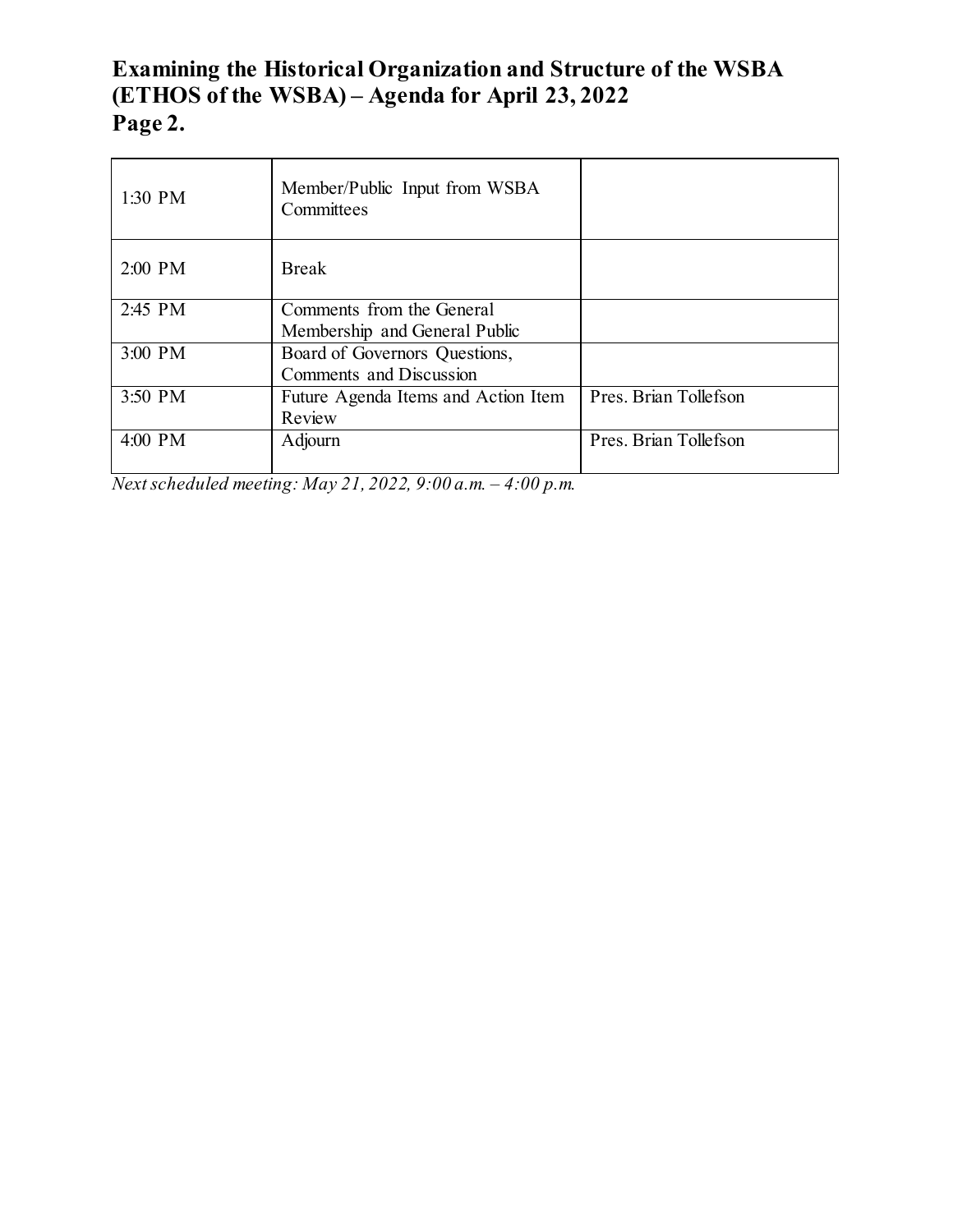# Examining the Historical Organization and Structure of the WSBA (ETHOS of the WSBA) – Agenda for April 23, 2022
# Page 2.

| | | |
|---|---|---|
| 1:30 PM | Member/Public Input from WSBA Committees | |
| 2:00 PM | Break | |
| 2:45 PM | Comments from the General Membership and General Public | |
| 3:00 PM | Board of Governors Questions, Comments and Discussion | |
| 3:50 PM | Future Agenda Items and Action Item Review | Pres. Brian Tollefson |
| 4:00 PM | Adjourn | Pres. Brian Tollefson |

*Next scheduled meeting: May 21, 2022, 9:00 a.m. – 4:00 p.m.*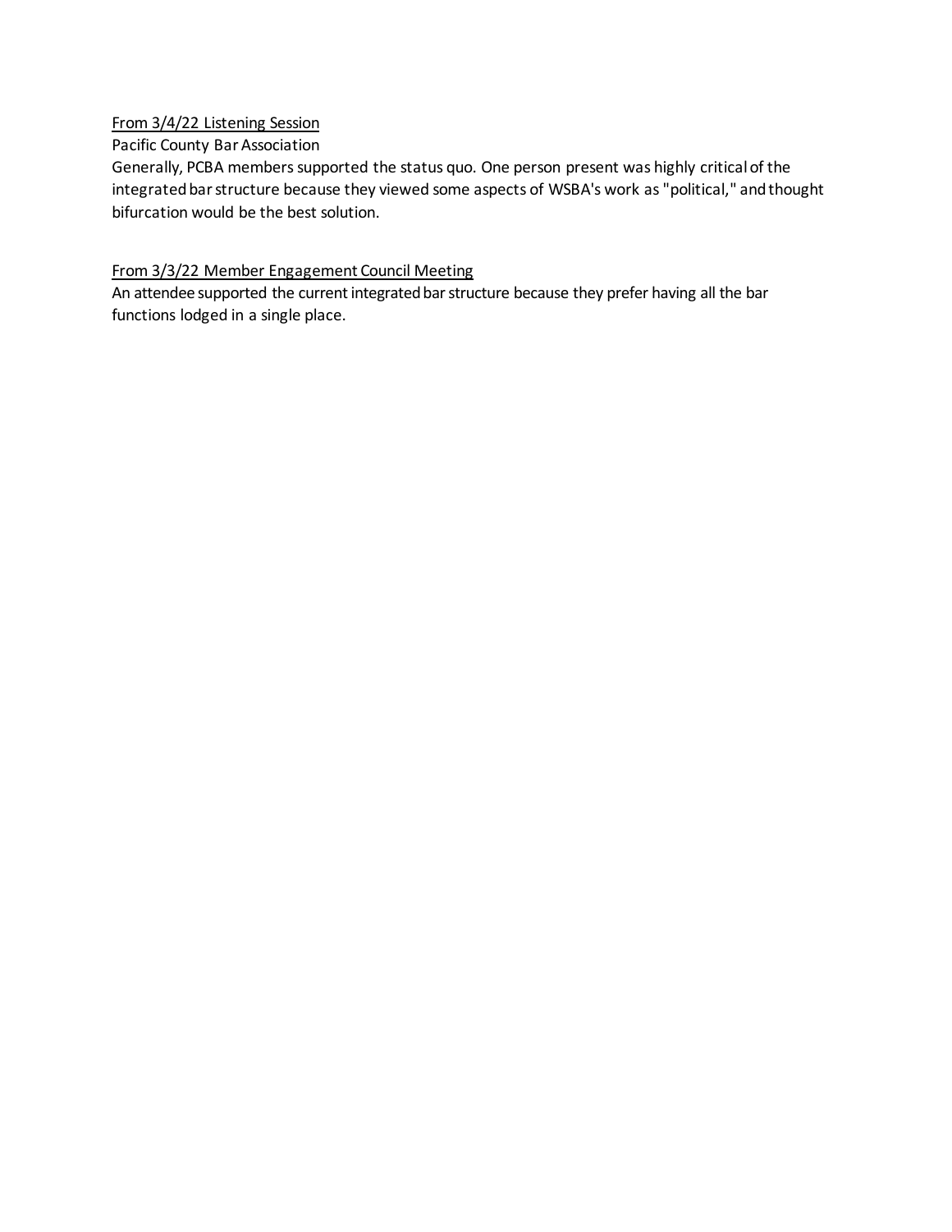<u>From 3/4/22 Listening Session</u>

Pacific County Bar Association

Generally, PCBA members supported the status quo. One person present was highly critical of the integrated bar structure because they viewed some aspects of WSBA's work as "political," and thought bifurcation would be the best solution.

<u>From 3/3/22 Member Engagement Council Meeting</u>

An attendee supported the current integrated bar structure because they prefer having all the bar functions lodged in a single place.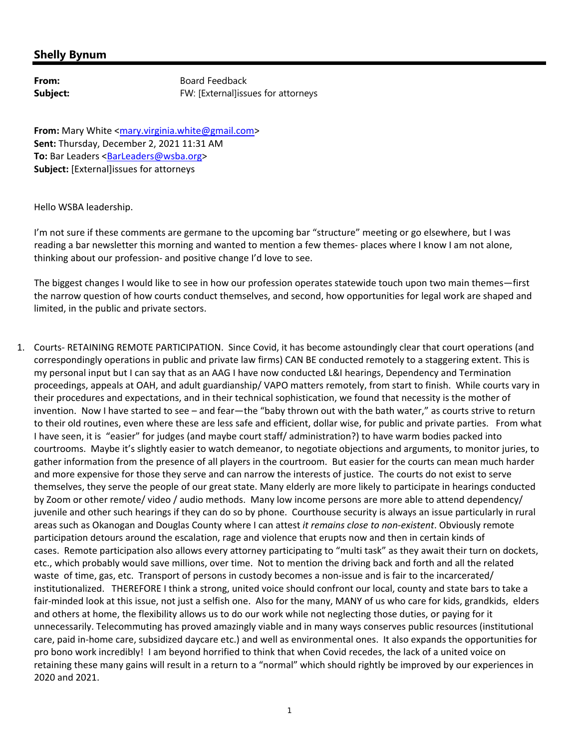## Shelly Bynum

**From:** Board Feedback
**Subject:** FW: [External]issues for attorneys

**From:** Mary White <mary.virginia.white@gmail.com>
**Sent:** Thursday, December 2, 2021 11:31 AM
**To:** Bar Leaders <BarLeaders@wsba.org>
**Subject:** [External]issues for attorneys

Hello WSBA leadership.

I'm not sure if these comments are germane to the upcoming bar "structure" meeting or go elsewhere, but I was reading a bar newsletter this morning and wanted to mention a few themes- places where I know I am not alone, thinking about our profession- and positive change I'd love to see.

The biggest changes I would like to see in how our profession operates statewide touch upon two main themes—first the narrow question of how courts conduct themselves, and second, how opportunities for legal work are shaped and limited, in the public and private sectors.

1. Courts- RETAINING REMOTE PARTICIPATION. Since Covid, it has become astoundingly clear that court operations (and correspondingly operations in public and private law firms) CAN BE conducted remotely to a staggering extent. This is my personal input but I can say that as an AAG I have now conducted L&I hearings, Dependency and Termination proceedings, appeals at OAH, and adult guardianship/ VAPO matters remotely, from start to finish. While courts vary in their procedures and expectations, and in their technical sophistication, we found that necessity is the mother of invention. Now I have started to see – and fear—the "baby thrown out with the bath water," as courts strive to return to their old routines, even where these are less safe and efficient, dollar wise, for public and private parties. From what I have seen, it is "easier" for judges (and maybe court staff/ administration?) to have warm bodies packed into courtrooms. Maybe it's slightly easier to watch demeanor, to negotiate objections and arguments, to monitor juries, to gather information from the presence of all players in the courtroom. But easier for the courts can mean much harder and more expensive for those they serve and can narrow the interests of justice. The courts do not exist to serve themselves, they serve the people of our great state. Many elderly are more likely to participate in hearings conducted by Zoom or other remote/ video / audio methods. Many low income persons are more able to attend dependency/ juvenile and other such hearings if they can do so by phone. Courthouse security is always an issue particularly in rural areas such as Okanogan and Douglas County where I can attest *it remains close to non-existent*. Obviously remote participation detours around the escalation, rage and violence that erupts now and then in certain kinds of cases. Remote participation also allows every attorney participating to "multi task" as they await their turn on dockets, etc., which probably would save millions, over time. Not to mention the driving back and forth and all the related waste of time, gas, etc. Transport of persons in custody becomes a non-issue and is fair to the incarcerated/ institutionalized. THEREFORE I think a strong, united voice should confront our local, county and state bars to take a fair-minded look at this issue, not just a selfish one. Also for the many, MANY of us who care for kids, grandkids, elders and others at home, the flexibility allows us to do our work while not neglecting those duties, or paying for it unnecessarily. Telecommuting has proved amazingly viable and in many ways conserves public resources (institutional care, paid in-home care, subsidized daycare etc.) and well as environmental ones. It also expands the opportunities for pro bono work incredibly! I am beyond horrified to think that when Covid recedes, the lack of a united voice on retaining these many gains will result in a return to a "normal" which should rightly be improved by our experiences in 2020 and 2021.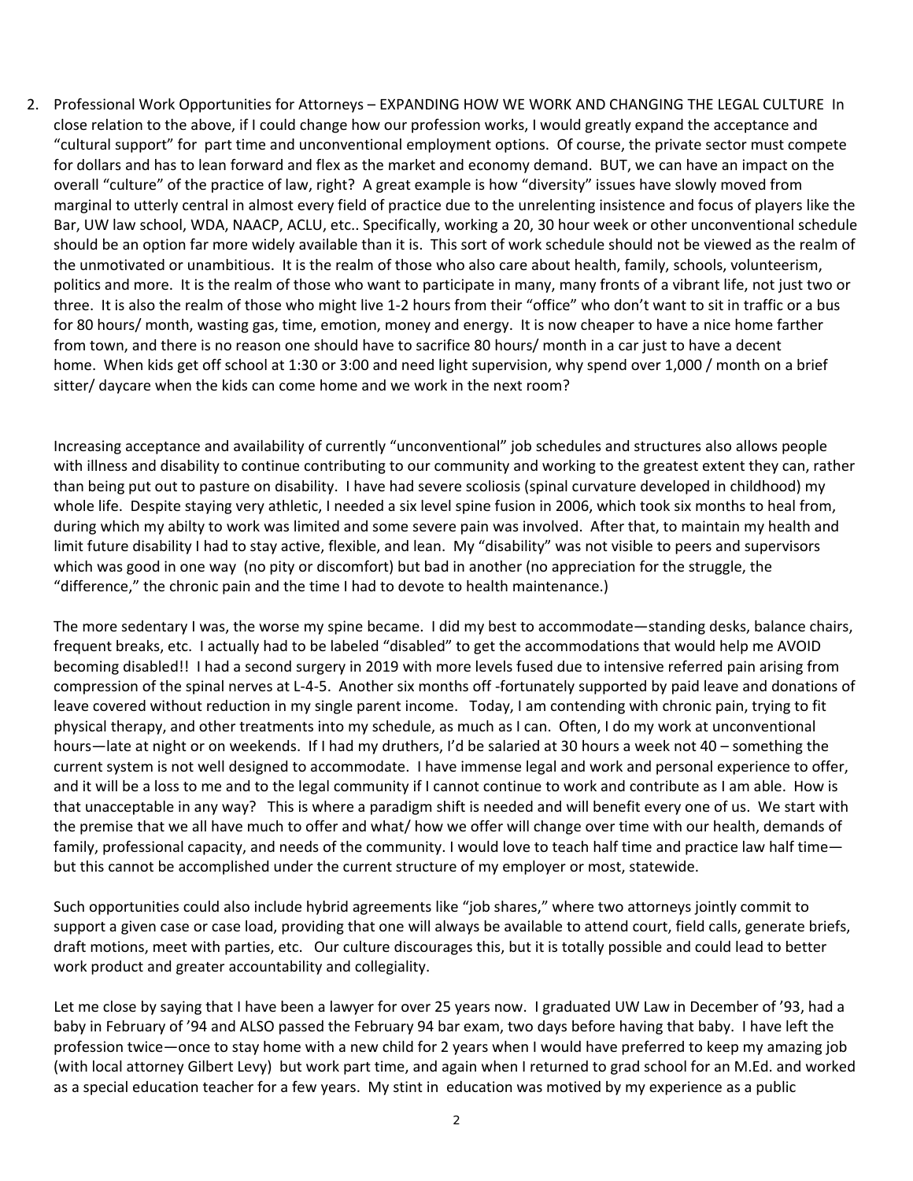2. Professional Work Opportunities for Attorneys – EXPANDING HOW WE WORK AND CHANGING THE LEGAL CULTURE In close relation to the above, if I could change how our profession works, I would greatly expand the acceptance and "cultural support" for part time and unconventional employment options. Of course, the private sector must compete for dollars and has to lean forward and flex as the market and economy demand. BUT, we can have an impact on the overall "culture" of the practice of law, right? A great example is how "diversity" issues have slowly moved from marginal to utterly central in almost every field of practice due to the unrelenting insistence and focus of players like the Bar, UW law school, WDA, NAACP, ACLU, etc.. Specifically, working a 20, 30 hour week or other unconventional schedule should be an option far more widely available than it is. This sort of work schedule should not be viewed as the realm of the unmotivated or unambitious. It is the realm of those who also care about health, family, schools, volunteerism, politics and more. It is the realm of those who want to participate in many, many fronts of a vibrant life, not just two or three. It is also the realm of those who might live 1-2 hours from their "office" who don't want to sit in traffic or a bus for 80 hours/ month, wasting gas, time, emotion, money and energy. It is now cheaper to have a nice home farther from town, and there is no reason one should have to sacrifice 80 hours/ month in a car just to have a decent home. When kids get off school at 1:30 or 3:00 and need light supervision, why spend over 1,000 / month on a brief sitter/ daycare when the kids can come home and we work in the next room?

   Increasing acceptance and availability of currently "unconventional" job schedules and structures also allows people with illness and disability to continue contributing to our community and working to the greatest extent they can, rather than being put out to pasture on disability. I have had severe scoliosis (spinal curvature developed in childhood) my whole life. Despite staying very athletic, I needed a six level spine fusion in 2006, which took six months to heal from, during which my abilty to work was limited and some severe pain was involved. After that, to maintain my health and limit future disability I had to stay active, flexible, and lean. My "disability" was not visible to peers and supervisors which was good in one way (no pity or discomfort) but bad in another (no appreciation for the struggle, the "difference," the chronic pain and the time I had to devote to health maintenance.)

   The more sedentary I was, the worse my spine became. I did my best to accommodate—standing desks, balance chairs, frequent breaks, etc. I actually had to be labeled "disabled" to get the accommodations that would help me AVOID becoming disabled!! I had a second surgery in 2019 with more levels fused due to intensive referred pain arising from compression of the spinal nerves at L-4-5. Another six months off -fortunately supported by paid leave and donations of leave covered without reduction in my single parent income. Today, I am contending with chronic pain, trying to fit physical therapy, and other treatments into my schedule, as much as I can. Often, I do my work at unconventional hours—late at night or on weekends. If I had my druthers, I'd be salaried at 30 hours a week not 40 – something the current system is not well designed to accommodate. I have immense legal and work and personal experience to offer, and it will be a loss to me and to the legal community if I cannot continue to work and contribute as I am able. How is that unacceptable in any way? This is where a paradigm shift is needed and will benefit every one of us. We start with the premise that we all have much to offer and what/ how we offer will change over time with our health, demands of family, professional capacity, and needs of the community. I would love to teach half time and practice law half time—but this cannot be accomplished under the current structure of my employer or most, statewide.

   Such opportunities could also include hybrid agreements like "job shares," where two attorneys jointly commit to support a given case or case load, providing that one will always be available to attend court, field calls, generate briefs, draft motions, meet with parties, etc. Our culture discourages this, but it is totally possible and could lead to better work product and greater accountability and collegiality.

   Let me close by saying that I have been a lawyer for over 25 years now. I graduated UW Law in December of '93, had a baby in February of '94 and ALSO passed the February 94 bar exam, two days before having that baby. I have left the profession twice—once to stay home with a new child for 2 years when I would have preferred to keep my amazing job (with local attorney Gilbert Levy) but work part time, and again when I returned to grad school for an M.Ed. and worked as a special education teacher for a few years. My stint in education was motived by my experience as a public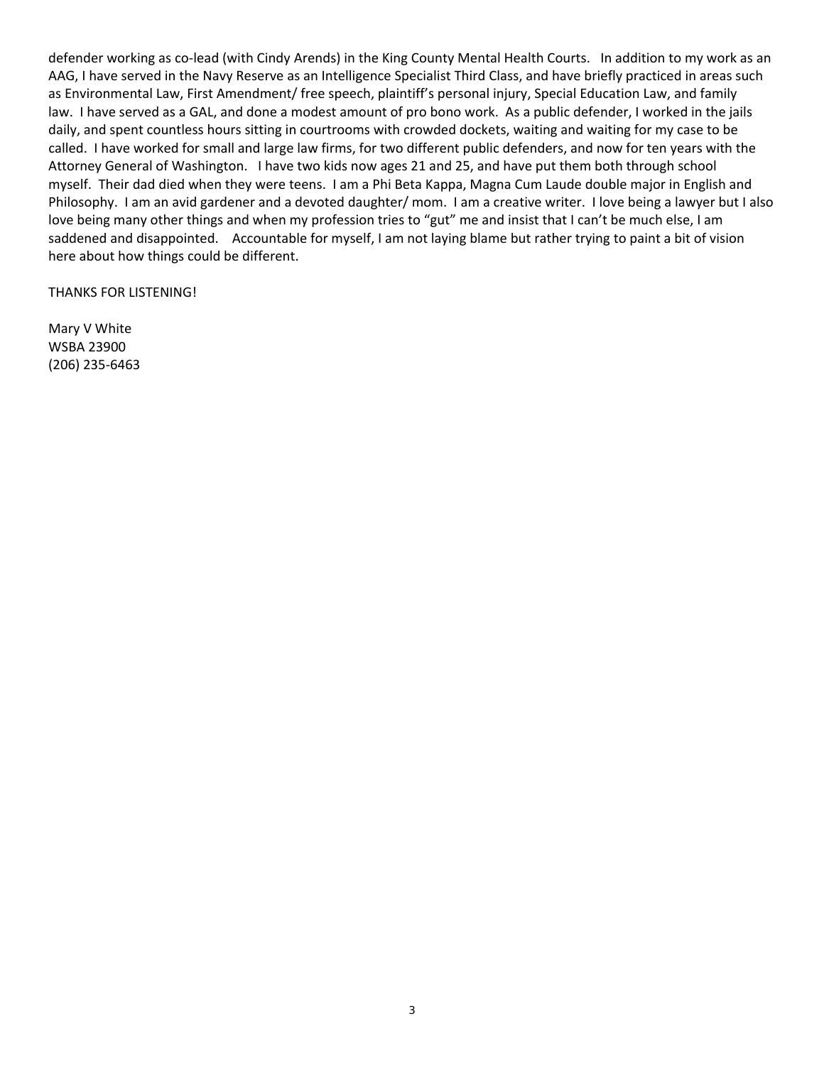defender working as co-lead (with Cindy Arends) in the King County Mental Health Courts. In addition to my work as an AAG, I have served in the Navy Reserve as an Intelligence Specialist Third Class, and have briefly practiced in areas such as Environmental Law, First Amendment/ free speech, plaintiff's personal injury, Special Education Law, and family law. I have served as a GAL, and done a modest amount of pro bono work. As a public defender, I worked in the jails daily, and spent countless hours sitting in courtrooms with crowded dockets, waiting and waiting for my case to be called. I have worked for small and large law firms, for two different public defenders, and now for ten years with the Attorney General of Washington. I have two kids now ages 21 and 25, and have put them both through school myself. Their dad died when they were teens. I am a Phi Beta Kappa, Magna Cum Laude double major in English and Philosophy. I am an avid gardener and a devoted daughter/ mom. I am a creative writer. I love being a lawyer but I also love being many other things and when my profession tries to "gut" me and insist that I can't be much else, I am saddened and disappointed. Accountable for myself, I am not laying blame but rather trying to paint a bit of vision here about how things could be different.

THANKS FOR LISTENING!

Mary V White
WSBA 23900
(206) 235-6463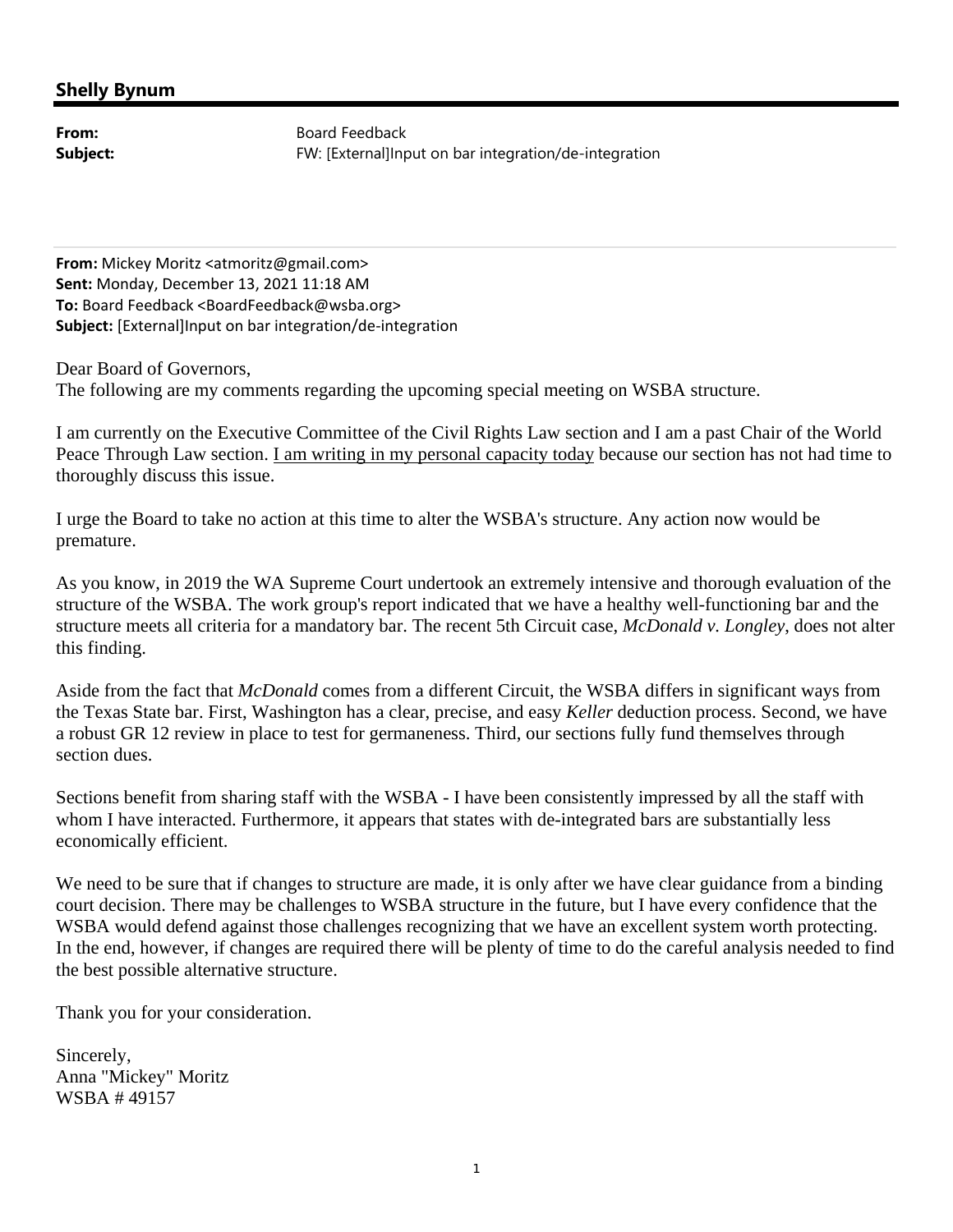## Shelly Bynum

**From:** Board Feedback
**Subject:** FW: [External]Input on bar integration/de-integration

**From:** Mickey Moritz <atmoritz@gmail.com>
**Sent:** Monday, December 13, 2021 11:18 AM
**To:** Board Feedback <BoardFeedback@wsba.org>
**Subject:** [External]Input on bar integration/de-integration

Dear Board of Governors,
The following are my comments regarding the upcoming special meeting on WSBA structure.

I am currently on the Executive Committee of the Civil Rights Law section and I am a past Chair of the World Peace Through Law section. <u>I am writing in my personal capacity today</u> because our section has not had time to thoroughly discuss this issue.

I urge the Board to take no action at this time to alter the WSBA's structure. Any action now would be premature.

As you know, in 2019 the WA Supreme Court undertook an extremely intensive and thorough evaluation of the structure of the WSBA. The work group's report indicated that we have a healthy well-functioning bar and the structure meets all criteria for a mandatory bar. The recent 5th Circuit case, *McDonald v. Longley*, does not alter this finding.

Aside from the fact that *McDonald* comes from a different Circuit, the WSBA differs in significant ways from the Texas State bar. First, Washington has a clear, precise, and easy *Keller* deduction process. Second, we have a robust GR 12 review in place to test for germaneness. Third, our sections fully fund themselves through section dues.

Sections benefit from sharing staff with the WSBA - I have been consistently impressed by all the staff with whom I have interacted. Furthermore, it appears that states with de-integrated bars are substantially less economically efficient.

We need to be sure that if changes to structure are made, it is only after we have clear guidance from a binding court decision. There may be challenges to WSBA structure in the future, but I have every confidence that the WSBA would defend against those challenges recognizing that we have an excellent system worth protecting. In the end, however, if changes are required there will be plenty of time to do the careful analysis needed to find the best possible alternative structure.

Thank you for your consideration.

Sincerely,
Anna "Mickey" Moritz
WSBA # 49157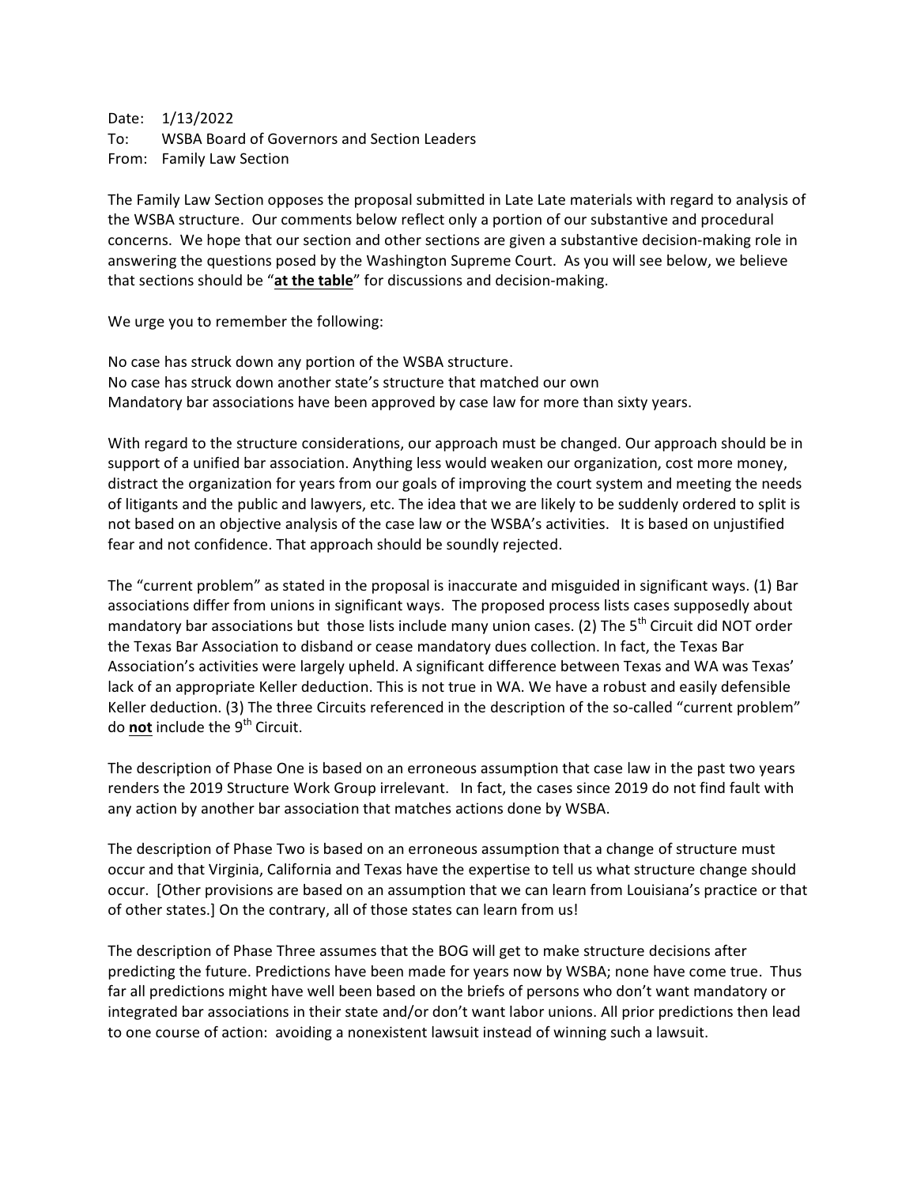Date: 1/13/2022
To: WSBA Board of Governors and Section Leaders
From: Family Law Section

The Family Law Section opposes the proposal submitted in Late Late materials with regard to analysis of the WSBA structure. Our comments below reflect only a portion of our substantive and procedural concerns. We hope that our section and other sections are given a substantive decision-making role in answering the questions posed by the Washington Supreme Court. As you will see below, we believe that sections should be "**at the table**" for discussions and decision-making.

We urge you to remember the following:

No case has struck down any portion of the WSBA structure.
No case has struck down another state's structure that matched our own
Mandatory bar associations have been approved by case law for more than sixty years.

With regard to the structure considerations, our approach must be changed. Our approach should be in support of a unified bar association. Anything less would weaken our organization, cost more money, distract the organization for years from our goals of improving the court system and meeting the needs of litigants and the public and lawyers, etc. The idea that we are likely to be suddenly ordered to split is not based on an objective analysis of the case law or the WSBA's activities. It is based on unjustified fear and not confidence. That approach should be soundly rejected.

The "current problem" as stated in the proposal is inaccurate and misguided in significant ways. (1) Bar associations differ from unions in significant ways. The proposed process lists cases supposedly about mandatory bar associations but those lists include many union cases. (2) The 5th Circuit did NOT order the Texas Bar Association to disband or cease mandatory dues collection. In fact, the Texas Bar Association's activities were largely upheld. A significant difference between Texas and WA was Texas' lack of an appropriate Keller deduction. This is not true in WA. We have a robust and easily defensible Keller deduction. (3) The three Circuits referenced in the description of the so-called "current problem" do **not** include the 9th Circuit.

The description of Phase One is based on an erroneous assumption that case law in the past two years renders the 2019 Structure Work Group irrelevant. In fact, the cases since 2019 do not find fault with any action by another bar association that matches actions done by WSBA.

The description of Phase Two is based on an erroneous assumption that a change of structure must occur and that Virginia, California and Texas have the expertise to tell us what structure change should occur. [Other provisions are based on an assumption that we can learn from Louisiana's practice or that of other states.] On the contrary, all of those states can learn from us!

The description of Phase Three assumes that the BOG will get to make structure decisions after predicting the future. Predictions have been made for years now by WSBA; none have come true. Thus far all predictions might have well been based on the briefs of persons who don't want mandatory or integrated bar associations in their state and/or don't want labor unions. All prior predictions then lead to one course of action: avoiding a nonexistent lawsuit instead of winning such a lawsuit.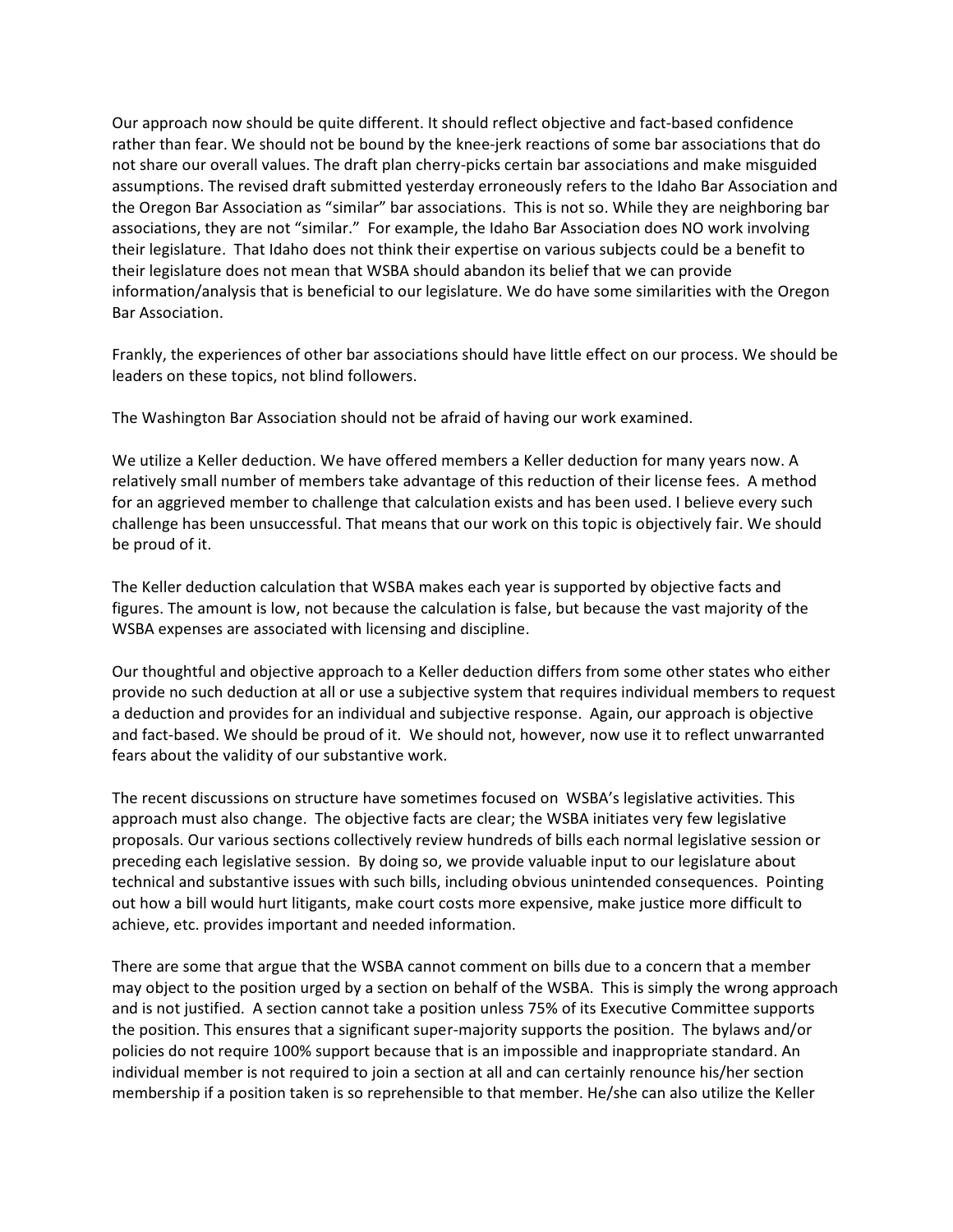Our approach now should be quite different. It should reflect objective and fact-based confidence rather than fear. We should not be bound by the knee-jerk reactions of some bar associations that do not share our overall values. The draft plan cherry-picks certain bar associations and make misguided assumptions. The revised draft submitted yesterday erroneously refers to the Idaho Bar Association and the Oregon Bar Association as "similar" bar associations. This is not so. While they are neighboring bar associations, they are not "similar." For example, the Idaho Bar Association does NO work involving their legislature. That Idaho does not think their expertise on various subjects could be a benefit to their legislature does not mean that WSBA should abandon its belief that we can provide information/analysis that is beneficial to our legislature. We do have some similarities with the Oregon Bar Association.

Frankly, the experiences of other bar associations should have little effect on our process. We should be leaders on these topics, not blind followers.

The Washington Bar Association should not be afraid of having our work examined.

We utilize a Keller deduction. We have offered members a Keller deduction for many years now. A relatively small number of members take advantage of this reduction of their license fees. A method for an aggrieved member to challenge that calculation exists and has been used. I believe every such challenge has been unsuccessful. That means that our work on this topic is objectively fair. We should be proud of it.

The Keller deduction calculation that WSBA makes each year is supported by objective facts and figures. The amount is low, not because the calculation is false, but because the vast majority of the WSBA expenses are associated with licensing and discipline.

Our thoughtful and objective approach to a Keller deduction differs from some other states who either provide no such deduction at all or use a subjective system that requires individual members to request a deduction and provides for an individual and subjective response. Again, our approach is objective and fact-based. We should be proud of it. We should not, however, now use it to reflect unwarranted fears about the validity of our substantive work.

The recent discussions on structure have sometimes focused on WSBA's legislative activities. This approach must also change. The objective facts are clear; the WSBA initiates very few legislative proposals. Our various sections collectively review hundreds of bills each normal legislative session or preceding each legislative session. By doing so, we provide valuable input to our legislature about technical and substantive issues with such bills, including obvious unintended consequences. Pointing out how a bill would hurt litigants, make court costs more expensive, make justice more difficult to achieve, etc. provides important and needed information.

There are some that argue that the WSBA cannot comment on bills due to a concern that a member may object to the position urged by a section on behalf of the WSBA. This is simply the wrong approach and is not justified. A section cannot take a position unless 75% of its Executive Committee supports the position. This ensures that a significant super-majority supports the position. The bylaws and/or policies do not require 100% support because that is an impossible and inappropriate standard. An individual member is not required to join a section at all and can certainly renounce his/her section membership if a position taken is so reprehensible to that member. He/she can also utilize the Keller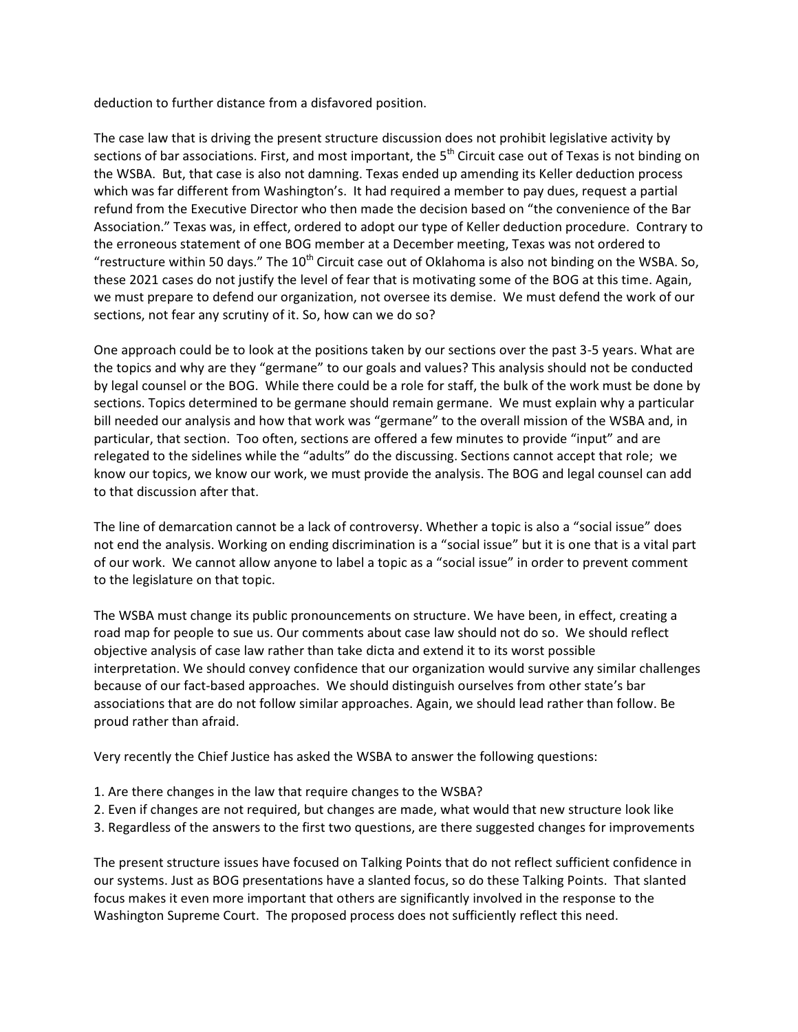deduction to further distance from a disfavored position.

The case law that is driving the present structure discussion does not prohibit legislative activity by sections of bar associations. First, and most important, the 5th Circuit case out of Texas is not binding on the WSBA. But, that case is also not damning. Texas ended up amending its Keller deduction process which was far different from Washington's. It had required a member to pay dues, request a partial refund from the Executive Director who then made the decision based on "the convenience of the Bar Association." Texas was, in effect, ordered to adopt our type of Keller deduction procedure. Contrary to the erroneous statement of one BOG member at a December meeting, Texas was not ordered to "restructure within 50 days." The 10th Circuit case out of Oklahoma is also not binding on the WSBA. So, these 2021 cases do not justify the level of fear that is motivating some of the BOG at this time. Again, we must prepare to defend our organization, not oversee its demise. We must defend the work of our sections, not fear any scrutiny of it. So, how can we do so?

One approach could be to look at the positions taken by our sections over the past 3-5 years. What are the topics and why are they "germane" to our goals and values? This analysis should not be conducted by legal counsel or the BOG. While there could be a role for staff, the bulk of the work must be done by sections. Topics determined to be germane should remain germane. We must explain why a particular bill needed our analysis and how that work was "germane" to the overall mission of the WSBA and, in particular, that section. Too often, sections are offered a few minutes to provide "input" and are relegated to the sidelines while the "adults" do the discussing. Sections cannot accept that role; we know our topics, we know our work, we must provide the analysis. The BOG and legal counsel can add to that discussion after that.

The line of demarcation cannot be a lack of controversy. Whether a topic is also a "social issue" does not end the analysis. Working on ending discrimination is a "social issue" but it is one that is a vital part of our work. We cannot allow anyone to label a topic as a "social issue" in order to prevent comment to the legislature on that topic.

The WSBA must change its public pronouncements on structure. We have been, in effect, creating a road map for people to sue us. Our comments about case law should not do so. We should reflect objective analysis of case law rather than take dicta and extend it to its worst possible interpretation. We should convey confidence that our organization would survive any similar challenges because of our fact-based approaches. We should distinguish ourselves from other state's bar associations that are do not follow similar approaches. Again, we should lead rather than follow. Be proud rather than afraid.

Very recently the Chief Justice has asked the WSBA to answer the following questions:

1. Are there changes in the law that require changes to the WSBA?
2. Even if changes are not required, but changes are made, what would that new structure look like
3. Regardless of the answers to the first two questions, are there suggested changes for improvements

The present structure issues have focused on Talking Points that do not reflect sufficient confidence in our systems. Just as BOG presentations have a slanted focus, so do these Talking Points. That slanted focus makes it even more important that others are significantly involved in the response to the Washington Supreme Court. The proposed process does not sufficiently reflect this need.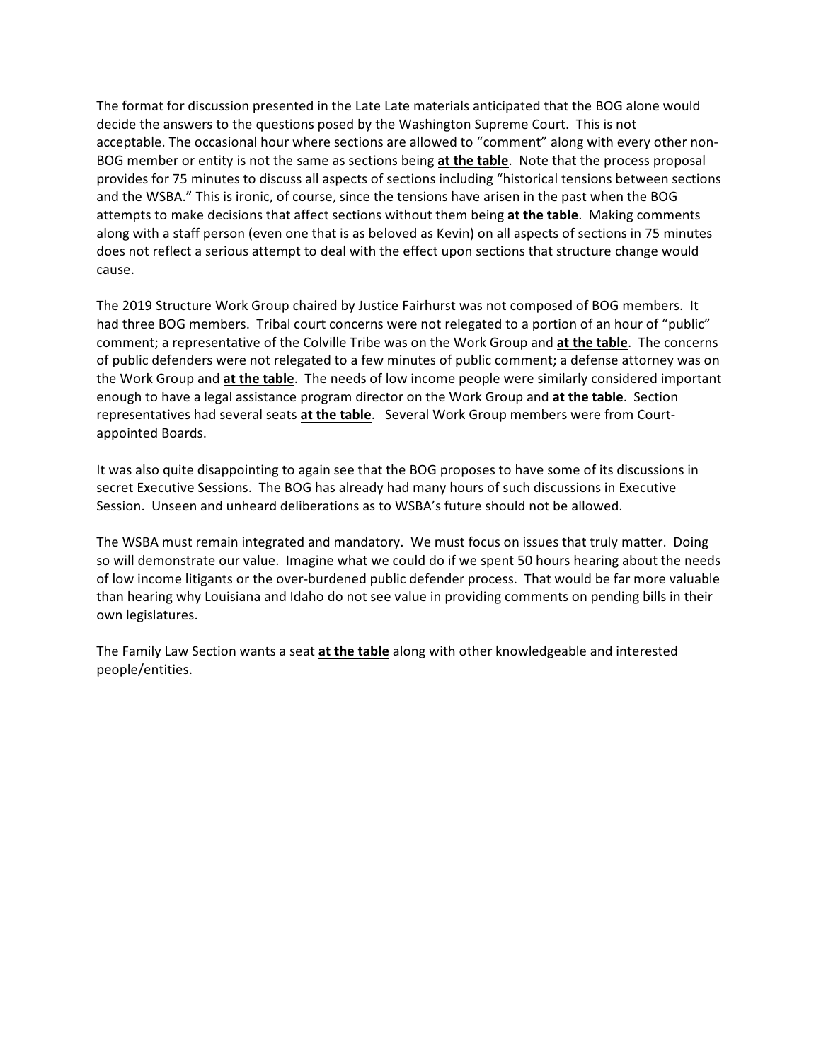The format for discussion presented in the Late Late materials anticipated that the BOG alone would decide the answers to the questions posed by the Washington Supreme Court. This is not acceptable. The occasional hour where sections are allowed to "comment" along with every other non-BOG member or entity is not the same as sections being **at the table**. Note that the process proposal provides for 75 minutes to discuss all aspects of sections including "historical tensions between sections and the WSBA." This is ironic, of course, since the tensions have arisen in the past when the BOG attempts to make decisions that affect sections without them being **at the table**. Making comments along with a staff person (even one that is as beloved as Kevin) on all aspects of sections in 75 minutes does not reflect a serious attempt to deal with the effect upon sections that structure change would cause.

The 2019 Structure Work Group chaired by Justice Fairhurst was not composed of BOG members. It had three BOG members. Tribal court concerns were not relegated to a portion of an hour of "public" comment; a representative of the Colville Tribe was on the Work Group and **at the table**. The concerns of public defenders were not relegated to a few minutes of public comment; a defense attorney was on the Work Group and **at the table**. The needs of low income people were similarly considered important enough to have a legal assistance program director on the Work Group and **at the table**. Section representatives had several seats **at the table**. Several Work Group members were from Court-appointed Boards.

It was also quite disappointing to again see that the BOG proposes to have some of its discussions in secret Executive Sessions. The BOG has already had many hours of such discussions in Executive Session. Unseen and unheard deliberations as to WSBA's future should not be allowed.

The WSBA must remain integrated and mandatory. We must focus on issues that truly matter. Doing so will demonstrate our value. Imagine what we could do if we spent 50 hours hearing about the needs of low income litigants or the over-burdened public defender process. That would be far more valuable than hearing why Louisiana and Idaho do not see value in providing comments on pending bills in their own legislatures.

The Family Law Section wants a seat **at the table** along with other knowledgeable and interested people/entities.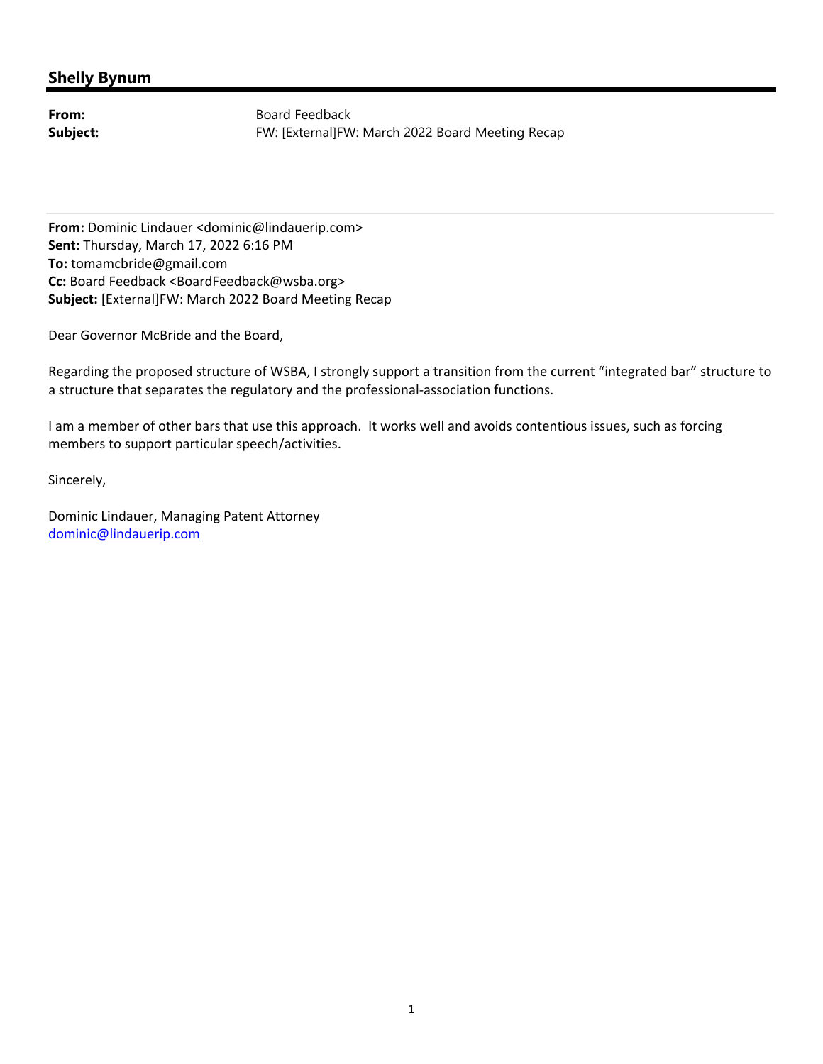## Shelly Bynum

**From:** Board Feedback
**Subject:** FW: [External]FW: March 2022 Board Meeting Recap

---

**From:** Dominic Lindauer <dominic@lindauerip.com>
**Sent:** Thursday, March 17, 2022 6:16 PM
**To:** tomamcbride@gmail.com
**Cc:** Board Feedback <BoardFeedback@wsba.org>
**Subject:** [External]FW: March 2022 Board Meeting Recap

Dear Governor McBride and the Board,

Regarding the proposed structure of WSBA, I strongly support a transition from the current "integrated bar" structure to a structure that separates the regulatory and the professional-association functions.

I am a member of other bars that use this approach. It works well and avoids contentious issues, such as forcing members to support particular speech/activities.

Sincerely,

Dominic Lindauer, Managing Patent Attorney
dominic@lindauerip.com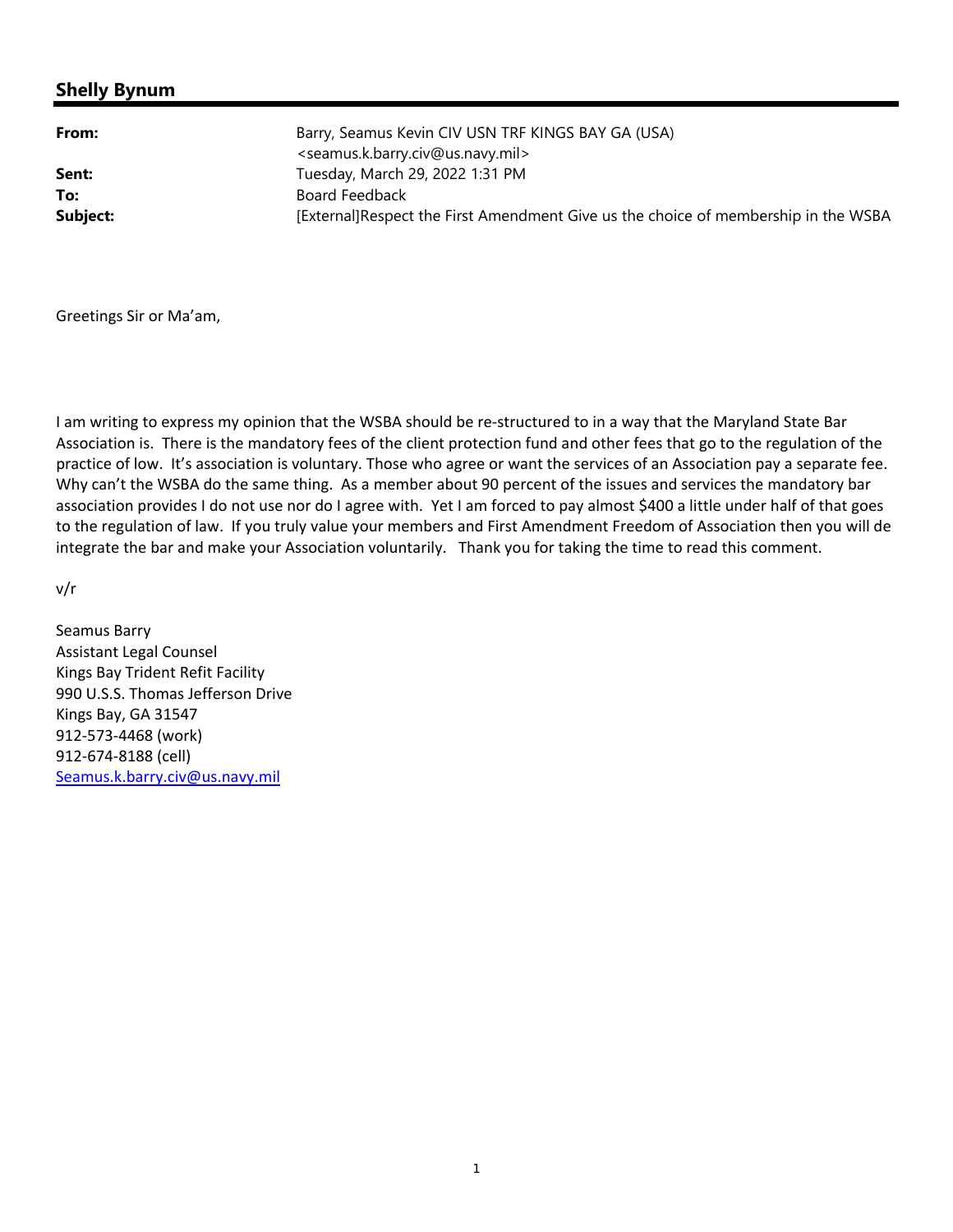## Shelly Bynum

| | |
|---|---|
| **From:** | Barry, Seamus Kevin CIV USN TRF KINGS BAY GA (USA) <seamus.k.barry.civ@us.navy.mil> |
| **Sent:** | Tuesday, March 29, 2022 1:31 PM |
| **To:** | Board Feedback |
| **Subject:** | [External]Respect the First Amendment Give us the choice of membership in the WSBA |

Greetings Sir or Ma'am,

I am writing to express my opinion that the WSBA should be re-structured to in a way that the Maryland State Bar Association is. There is the mandatory fees of the client protection fund and other fees that go to the regulation of the practice of low. It's association is voluntary. Those who agree or want the services of an Association pay a separate fee. Why can't the WSBA do the same thing. As a member about 90 percent of the issues and services the mandatory bar association provides I do not use nor do I agree with. Yet I am forced to pay almost $400 a little under half of that goes to the regulation of law. If you truly value your members and First Amendment Freedom of Association then you will de integrate the bar and make your Association voluntarily. Thank you for taking the time to read this comment.

v/r

Seamus Barry
Assistant Legal Counsel
Kings Bay Trident Refit Facility
990 U.S.S. Thomas Jefferson Drive
Kings Bay, GA 31547
912-573-4468 (work)
912-674-8188 (cell)
Seamus.k.barry.civ@us.navy.mil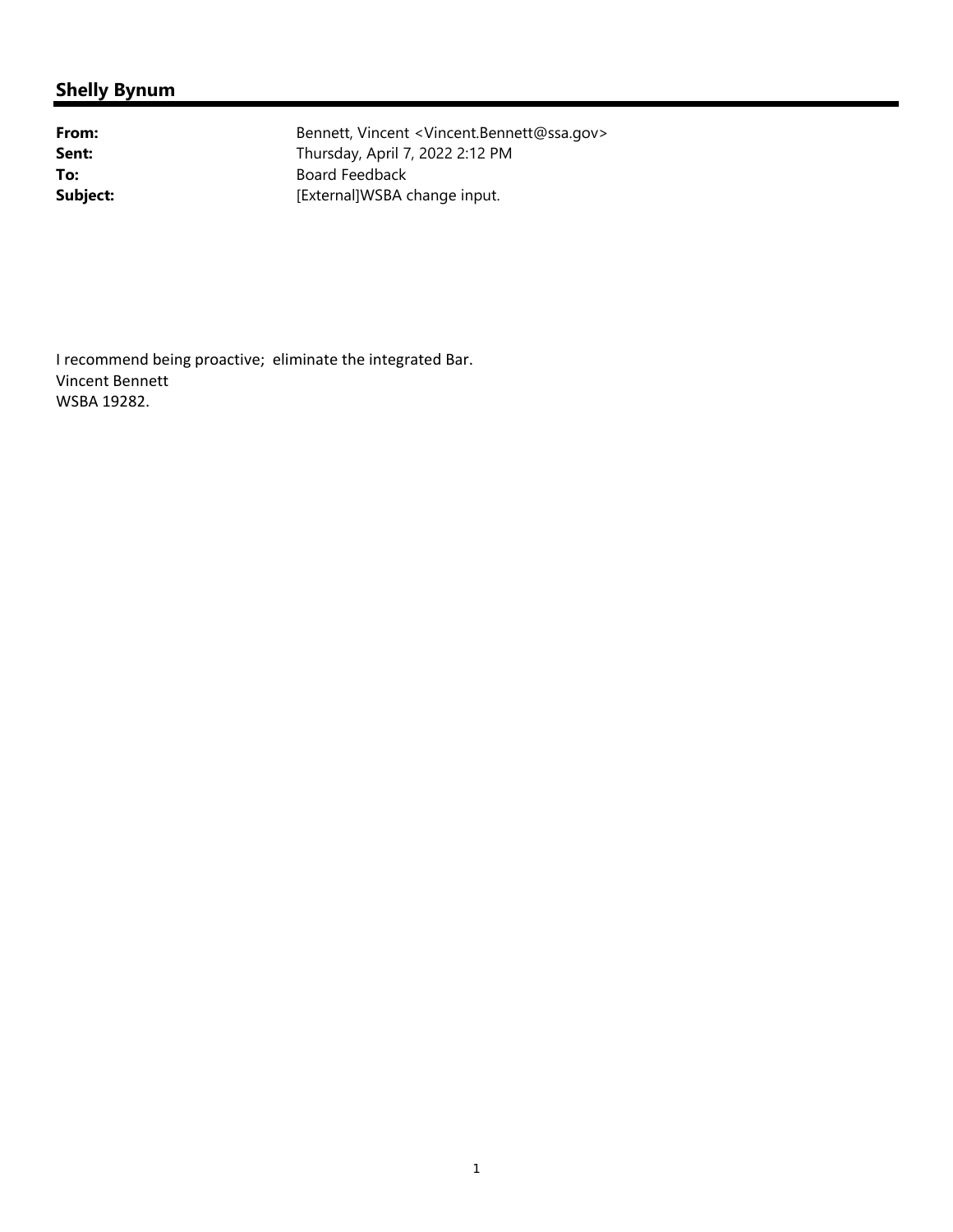## Shelly Bynum

| | |
|---|---|
| **From:** | Bennett, Vincent <Vincent.Bennett@ssa.gov> |
| **Sent:** | Thursday, April 7, 2022 2:12 PM |
| **To:** | Board Feedback |
| **Subject:** | [External]WSBA change input. |

I recommend being proactive;  eliminate the integrated Bar.
Vincent Bennett
WSBA 19282.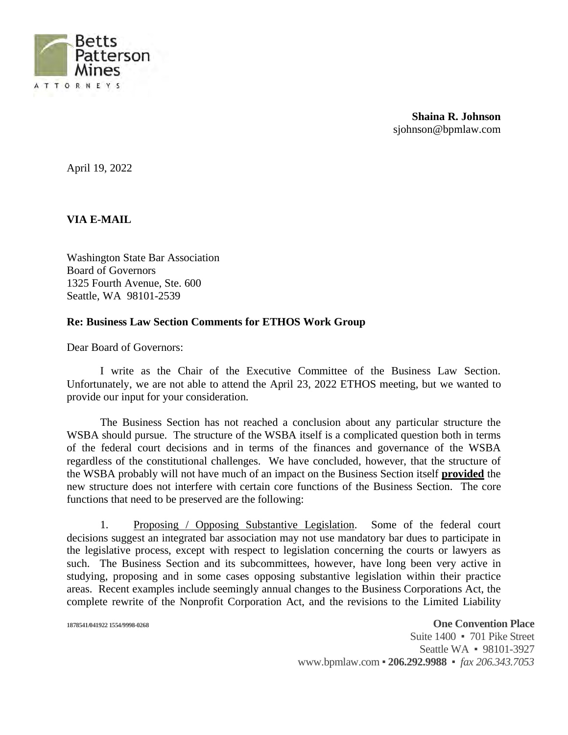Betts Patterson Mines
ATTORNEYS

**Shaina R. Johnson**
sjohnson@bpmlaw.com

April 19, 2022

**VIA E-MAIL**

Washington State Bar Association
Board of Governors
1325 Fourth Avenue, Ste. 600
Seattle, WA 98101-2539

**Re: Business Law Section Comments for ETHOS Work Group**

Dear Board of Governors:

I write as the Chair of the Executive Committee of the Business Law Section. Unfortunately, we are not able to attend the April 23, 2022 ETHOS meeting, but we wanted to provide our input for your consideration.

The Business Section has not reached a conclusion about any particular structure the WSBA should pursue. The structure of the WSBA itself is a complicated question both in terms of the federal court decisions and in terms of the finances and governance of the WSBA regardless of the constitutional challenges. We have concluded, however, that the structure of the WSBA probably will not have much of an impact on the Business Section itself ***provided*** the new structure does not interfere with certain core functions of the Business Section. The core functions that need to be preserved are the following:

1. Proposing / Opposing Substantive Legislation. Some of the federal court decisions suggest an integrated bar association may not use mandatory bar dues to participate in the legislative process, except with respect to legislation concerning the courts or lawyers as such. The Business Section and its subcommittees, however, have long been very active in studying, proposing and in some cases opposing substantive legislation within their practice areas. Recent examples include seemingly annual changes to the Business Corporations Act, the complete rewrite of the Nonprofit Corporation Act, and the revisions to the Limited Liability

1878541/041922 1554/9998-0268

**One Convention Place**
Suite 1400 ▪ 701 Pike Street
Seattle WA ▪ 98101-3927
www.bpmlaw.com ▪ **206.292.9988** ▪ *fax 206.343.7053*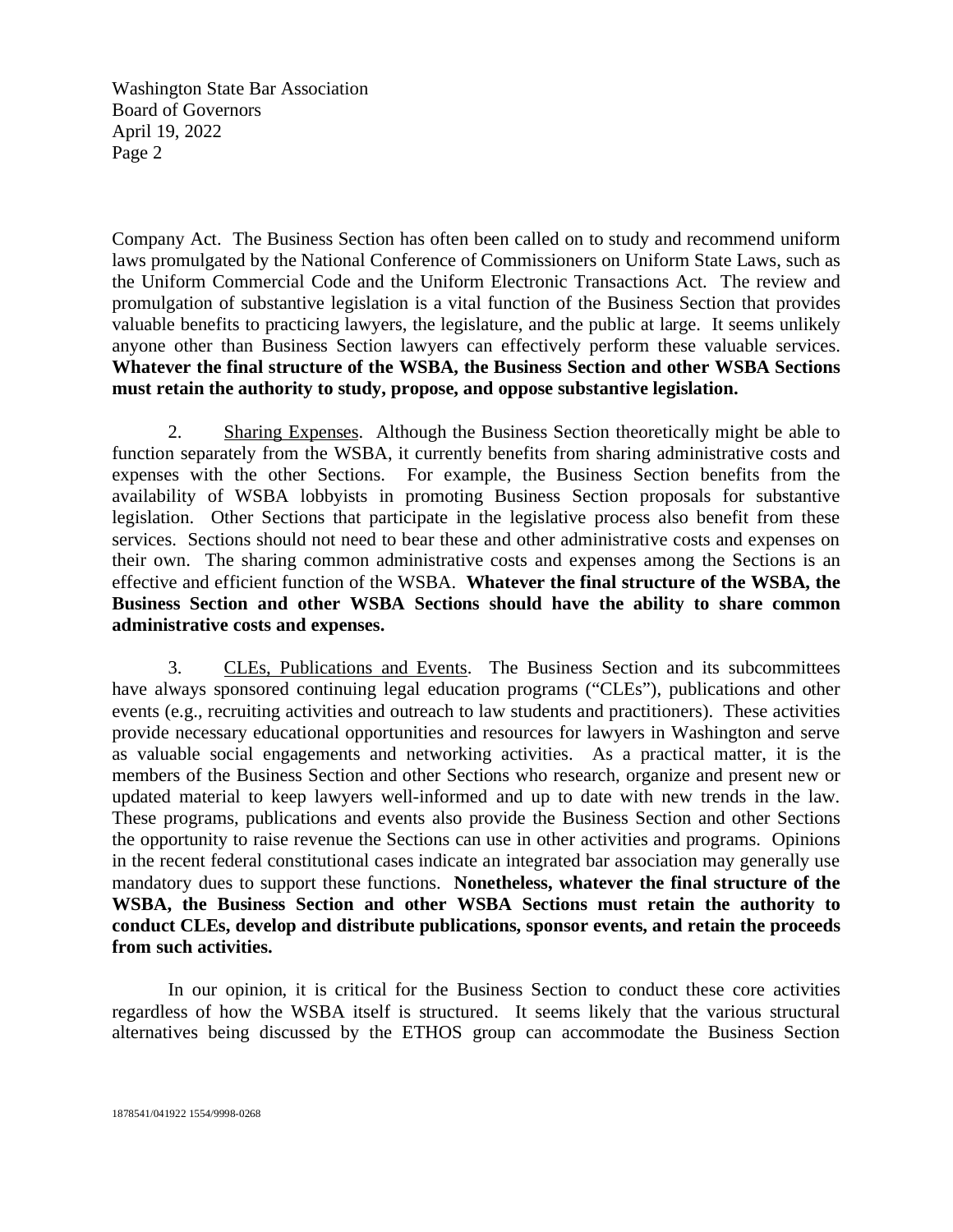Company Act. The Business Section has often been called on to study and recommend uniform laws promulgated by the National Conference of Commissioners on Uniform State Laws, such as the Uniform Commercial Code and the Uniform Electronic Transactions Act. The review and promulgation of substantive legislation is a vital function of the Business Section that provides valuable benefits to practicing lawyers, the legislature, and the public at large. It seems unlikely anyone other than Business Section lawyers can effectively perform these valuable services. **Whatever the final structure of the WSBA, the Business Section and other WSBA Sections must retain the authority to study, propose, and oppose substantive legislation.**

2. Sharing Expenses. Although the Business Section theoretically might be able to function separately from the WSBA, it currently benefits from sharing administrative costs and expenses with the other Sections. For example, the Business Section benefits from the availability of WSBA lobbyists in promoting Business Section proposals for substantive legislation. Other Sections that participate in the legislative process also benefit from these services. Sections should not need to bear these and other administrative costs and expenses on their own. The sharing common administrative costs and expenses among the Sections is an effective and efficient function of the WSBA. **Whatever the final structure of the WSBA, the Business Section and other WSBA Sections should have the ability to share common administrative costs and expenses.**

3. CLEs, Publications and Events. The Business Section and its subcommittees have always sponsored continuing legal education programs ("CLEs"), publications and other events (e.g., recruiting activities and outreach to law students and practitioners). These activities provide necessary educational opportunities and resources for lawyers in Washington and serve as valuable social engagements and networking activities. As a practical matter, it is the members of the Business Section and other Sections who research, organize and present new or updated material to keep lawyers well-informed and up to date with new trends in the law. These programs, publications and events also provide the Business Section and other Sections the opportunity to raise revenue the Sections can use in other activities and programs. Opinions in the recent federal constitutional cases indicate an integrated bar association may generally use mandatory dues to support these functions. **Nonetheless, whatever the final structure of the WSBA, the Business Section and other WSBA Sections must retain the authority to conduct CLEs, develop and distribute publications, sponsor events, and retain the proceeds from such activities.**

In our opinion, it is critical for the Business Section to conduct these core activities regardless of how the WSBA itself is structured. It seems likely that the various structural alternatives being discussed by the ETHOS group can accommodate the Business Section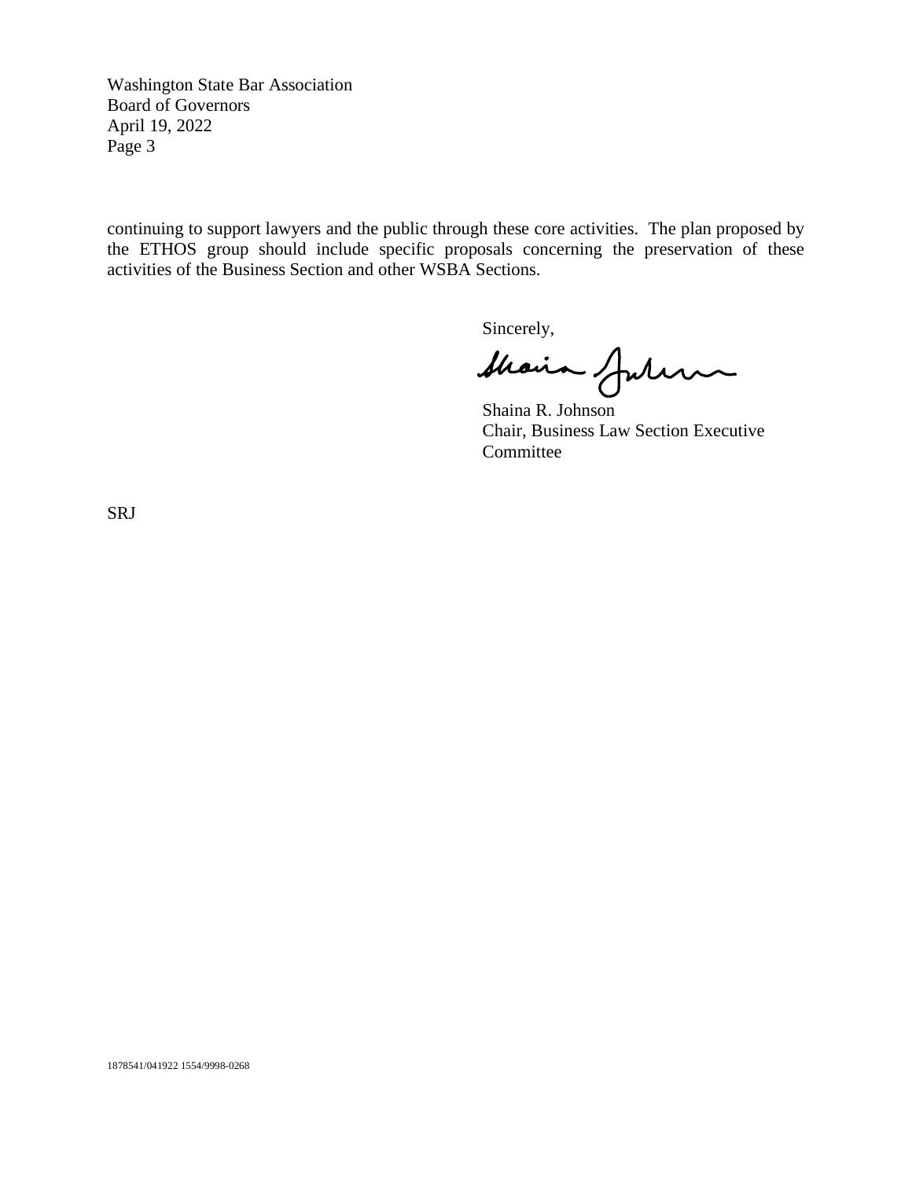continuing to support lawyers and the public through these core activities. The plan proposed by the ETHOS group should include specific proposals concerning the preservation of these activities of the Business Section and other WSBA Sections.

Sincerely,

Shaina R. Johnson
Chair, Business Law Section Executive Committee

SRJ

1878541/041922 1554/9998-0268